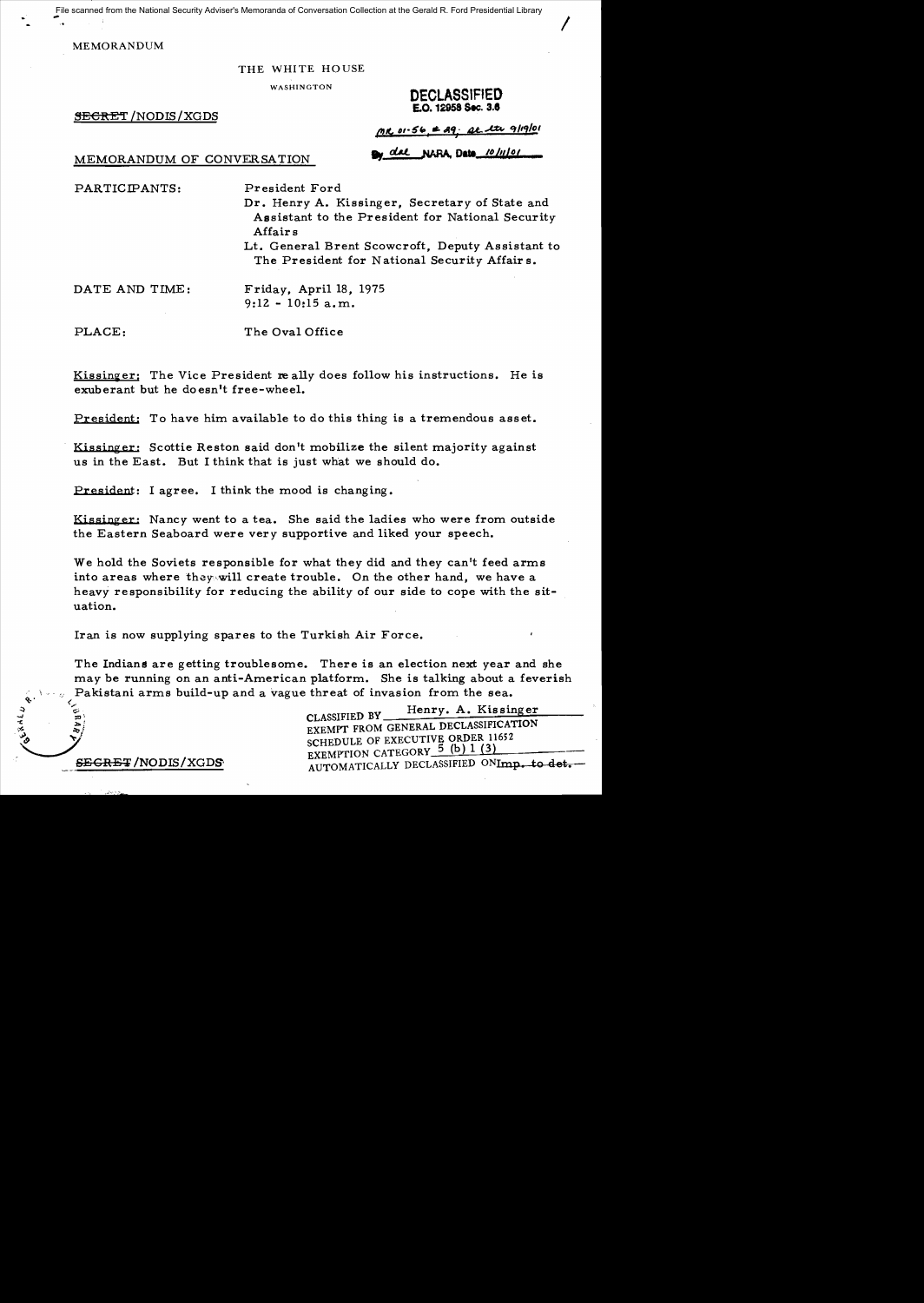File scanned from the National Security Adviser's Memoranda of Conversation Collection at the Gerald R. Ford Presidential Library

MEMORANDUM

THE WHITE HOUSE

WASHINGTON

~~SECRET~~ /NODIS/XGDS

**DECLASSIFIED**
**E.O. 12958 Sec. 3.6**
MR 01-56, #49; St. ltr 9/19/01
By dal NARA, Date 10/11/01

MEMORANDUM OF CONVERSATION

PARTICIPANTS: President Ford
Dr. Henry A. Kissinger, Secretary of State and Assistant to the President for National Security Affairs
Lt. General Brent Scowcroft, Deputy Assistant to The President for National Security Affairs.

DATE AND TIME: Friday, April 18, 1975
9:12 - 10:15 a.m.

PLACE: The Oval Office

Kissinger: The Vice President really does follow his instructions. He is exuberant but he doesn't free-wheel.

President: To have him available to do this thing is a tremendous asset.

Kissinger: Scottie Reston said don't mobilize the silent majority against us in the East. But I think that is just what we should do.

President: I agree. I think the mood is changing.

Kissinger: Nancy went to a tea. She said the ladies who were from outside the Eastern Seaboard were very supportive and liked your speech.

We hold the Soviets responsible for what they did and they can't feed arms into areas where they will create trouble. On the other hand, we have a heavy responsibility for reducing the ability of our side to cope with the situation.

Iran is now supplying spares to the Turkish Air Force.

The Indians are getting troublesome. There is an election next year and she may be running on an anti-American platform. She is talking about a feverish Pakistani arms build-up and a vague threat of invasion from the sea.

CLASSIFIED BY Henry. A. Kissinger
EXEMPT FROM GENERAL DECLASSIFICATION SCHEDULE OF EXECUTIVE ORDER 11652
EXEMPTION CATEGORY 5 (b) 1 (3)
AUTOMATICALLY DECLASSIFIED ON Imp. to det.

~~SECRET~~ /NODIS/XGDS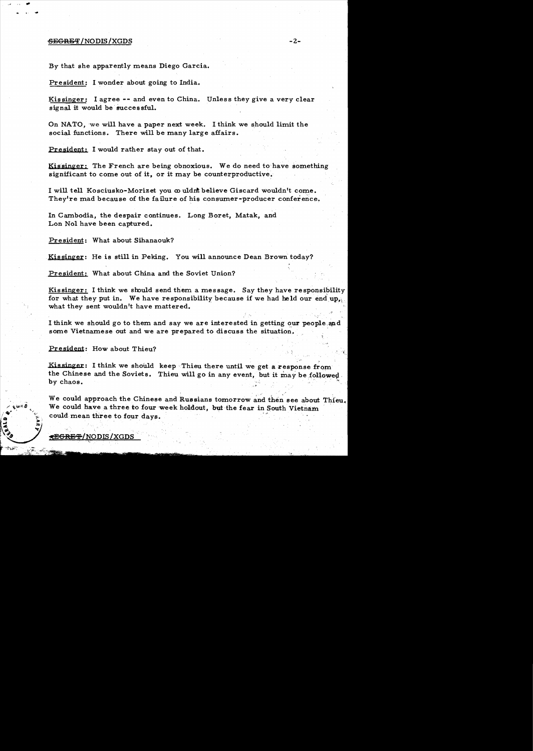By that she apparently means Diego Garcia.

President: I wonder about going to India.

Kissinger: I agree -- and even to China. Unless they give a very clear signal it would be successful.

On NATO, we will have a paper next week. I think we should limit the social functions. There will be many large affairs.

President: I would rather stay out of that.

Kissinger: The French are being obnoxious. We do need to have something significant to come out of it, or it may be counterproductive.

I will tell Kosciusko-Morizet you couldn't believe Giscard wouldn't come. They're mad because of the failure of his consumer-producer conference.

In Cambodia, the despair continues. Long Boret, Matak, and Lon Nol have been captured.

President: What about Sihanaouk?

Kissinger: He is still in Peking. You will announce Dean Brown today?

President: What about China and the Soviet Union?

Kissinger: I think we should send them a message. Say they have responsibility for what they put in. We have responsibility because if we had held our end up, what they sent wouldn't have mattered.

I think we should go to them and say we are interested in getting our people and some Vietnamese out and we are prepared to discuss the situation.

President: How about Thieu?

Kissinger: I think we should keep Thieu there until we get a response from the Chinese and the Soviets. Thieu will go in any event, but it may be followed by chaos.

We could approach the Chinese and Russians tomorrow and then see about Thieu. We could have a three to four week holdout, but the fear in South Vietnam could mean three to four days.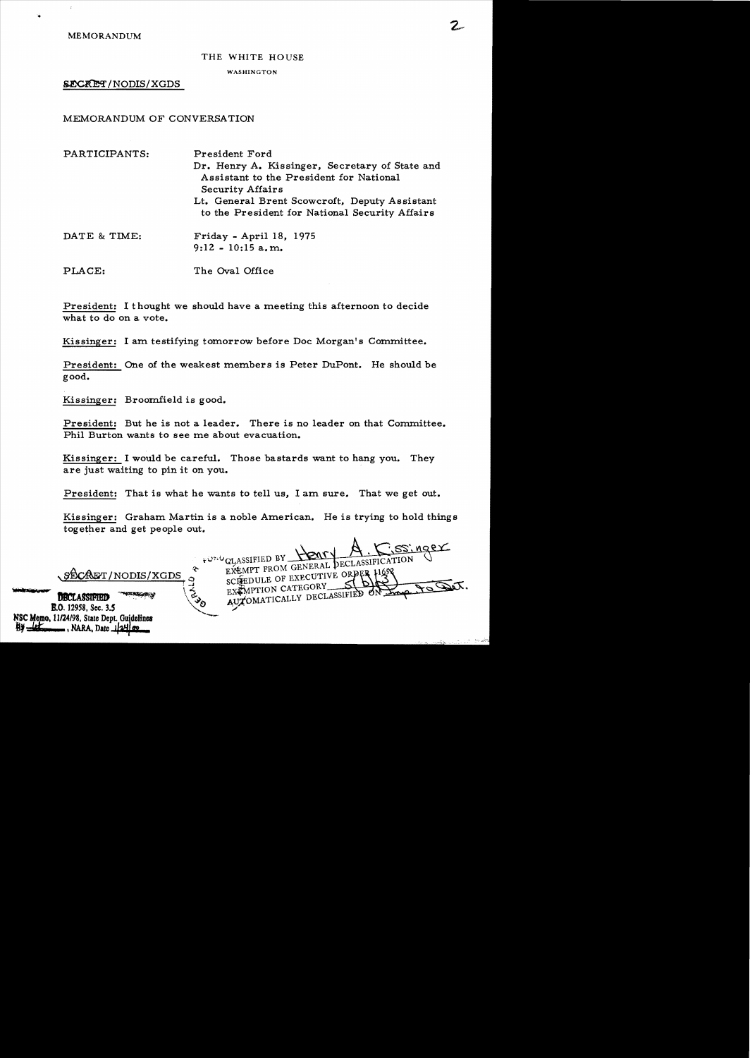MEMORANDUM

THE WHITE HOUSE

WASHINGTON

SECRET/NODIS/XGDS

MEMORANDUM OF CONVERSATION

PARTICIPANTS: President Ford
Dr. Henry A. Kissinger, Secretary of State and Assistant to the President for National Security Affairs
Lt. General Brent Scowcroft, Deputy Assistant to the President for National Security Affairs

DATE & TIME: Friday - April 18, 1975
9:12 - 10:15 a.m.

PLACE: The Oval Office

President: I thought we should have a meeting this afternoon to decide what to do on a vote.

Kissinger: I am testifying tomorrow before Doc Morgan's Committee.

President: One of the weakest members is Peter DuPont. He should be good.

Kissinger: Broomfield is good.

President: But he is not a leader. There is no leader on that Committee. Phil Burton wants to see me about evacuation.

Kissinger: I would be careful. Those bastards want to hang you. They are just waiting to pin it on you.

President: That is what he wants to tell us, I am sure. That we get out.

Kissinger: Graham Martin is a noble American. He is trying to hold things together and get people out.

CLASSIFIED BY Henry A. Kissinger
EXEMPT FROM GENERAL DECLASSIFICATION SCHEDULE OF EXECUTIVE ORDER 11652
EXEMPTION CATEGORY 5(b)(3)
AUTOMATICALLY DECLASSIFIED ON Imp. to Det.

SECRET/NODIS/XGDS

DECLASSIFIED
E.O. 12958, Sec. 3.5
NSC Memo, 11/24/98, State Dept. Guidelines
By ___, NARA, Date 1/24/00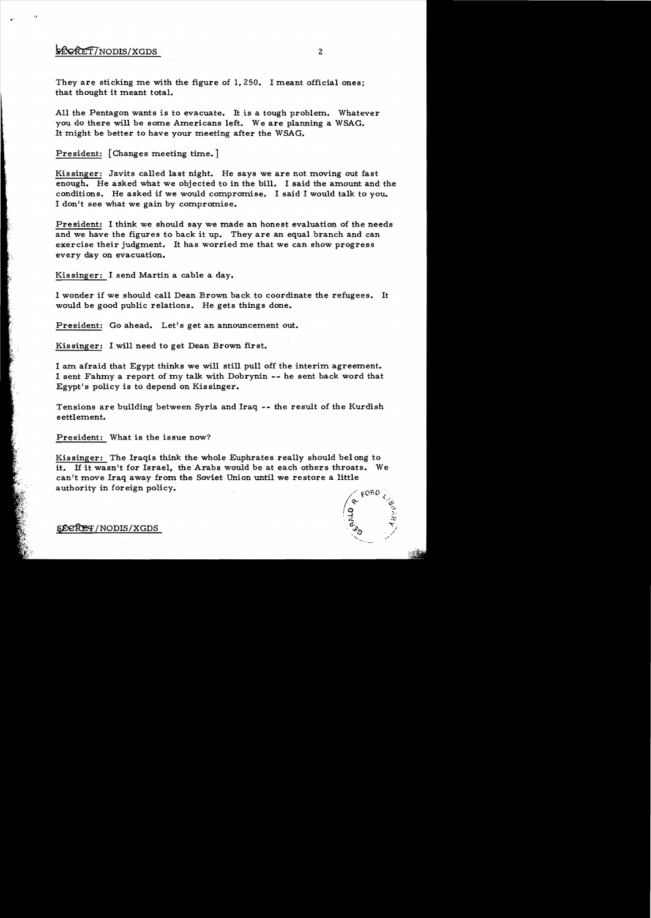They are sticking me with the figure of 1,250. I meant official ones; that thought it meant total.

All the Pentagon wants is to evacuate. It is a tough problem. Whatever you do there will be some Americans left. We are planning a WSAG. It might be better to have your meeting after the WSAG.

President: [Changes meeting time.]

Kissinger: Javits called last night. He says we are not moving out fast enough. He asked what we objected to in the bill. I said the amount and the conditions. He asked if we would compromise. I said I would talk to you. I don't see what we gain by compromise.

President: I think we should say we made an honest evaluation of the needs and we have the figures to back it up. They are an equal branch and can exercise their judgment. It has worried me that we can show progress every day on evacuation.

Kissinger: I send Martin a cable a day.

I wonder if we should call Dean Brown back to coordinate the refugees. It would be good public relations. He gets things done.

President: Go ahead. Let's get an announcement out.

Kissinger: I will need to get Dean Brown first.

I am afraid that Egypt thinks we will still pull off the interim agreement. I sent Fahmy a report of my talk with Dobrynin -- he sent back word that Egypt's policy is to depend on Kissinger.

Tensions are building between Syria and Iraq -- the result of the Kurdish settlement.

President: What is the issue now?

Kissinger: The Iraqis think the whole Euphrates really should belong to it. If it wasn't for Israel, the Arabs would be at each others throats. We can't move Iraq away from the Soviet Union until we restore a little authority in foreign policy.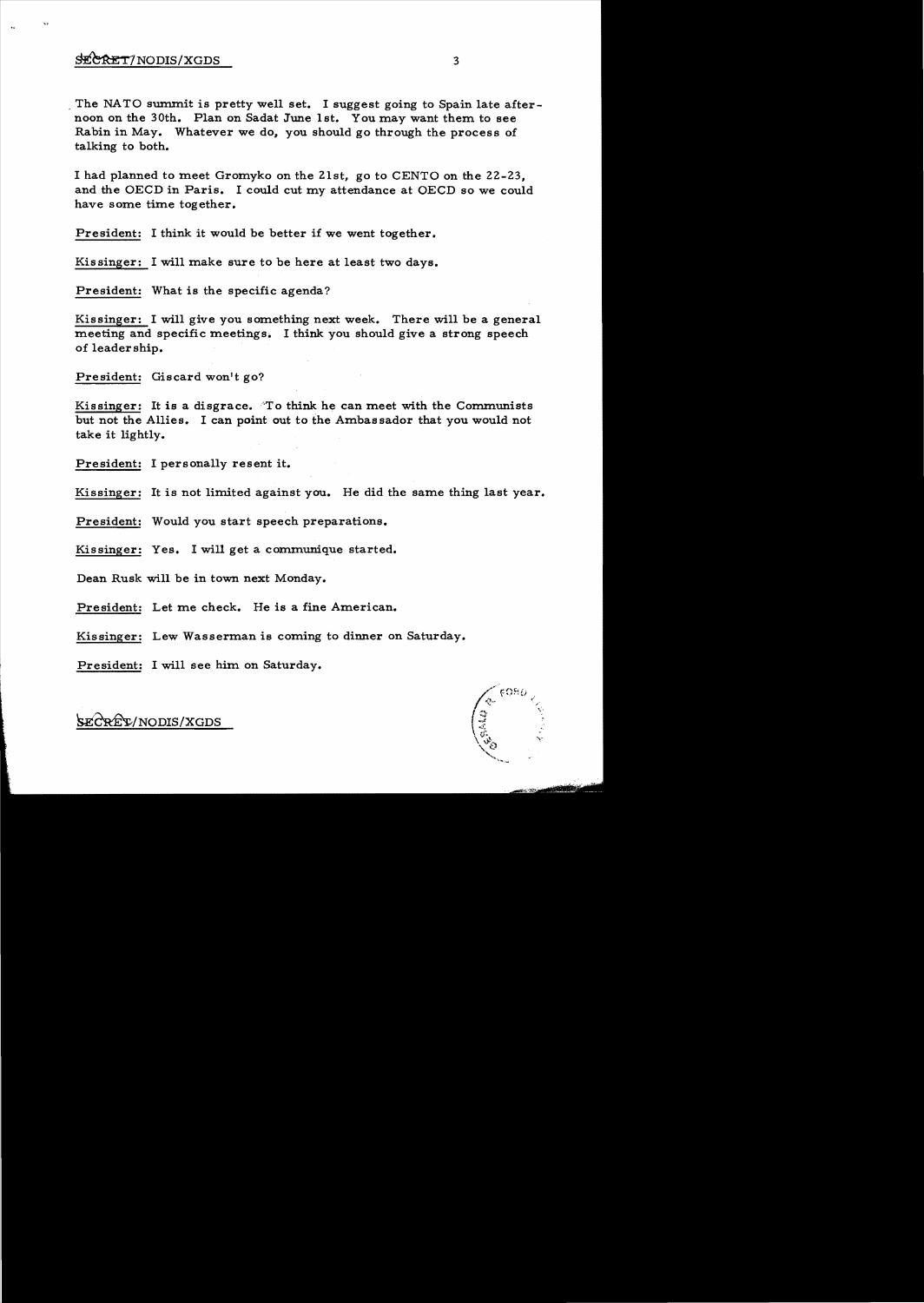The NATO summit is pretty well set. I suggest going to Spain late afternoon on the 30th. Plan on Sadat June 1st. You may want them to see Rabin in May. Whatever we do, you should go through the process of talking to both.

I had planned to meet Gromyko on the 21st, go to CENTO on the 22-23, and the OECD in Paris. I could cut my attendance at OECD so we could have some time together.

President: I think it would be better if we went together.

Kissinger: I will make sure to be here at least two days.

President: What is the specific agenda?

Kissinger: I will give you something next week. There will be a general meeting and specific meetings. I think you should give a strong speech of leadership.

President: Giscard won't go?

Kissinger: It is a disgrace. To think he can meet with the Communists but not the Allies. I can point out to the Ambassador that you would not take it lightly.

President: I personally resent it.

Kissinger: It is not limited against you. He did the same thing last year.

President: Would you start speech preparations.

Kissinger: Yes. I will get a communique started.

Dean Rusk will be in town next Monday.

President: Let me check. He is a fine American.

Kissinger: Lew Wasserman is coming to dinner on Saturday.

President: I will see him on Saturday.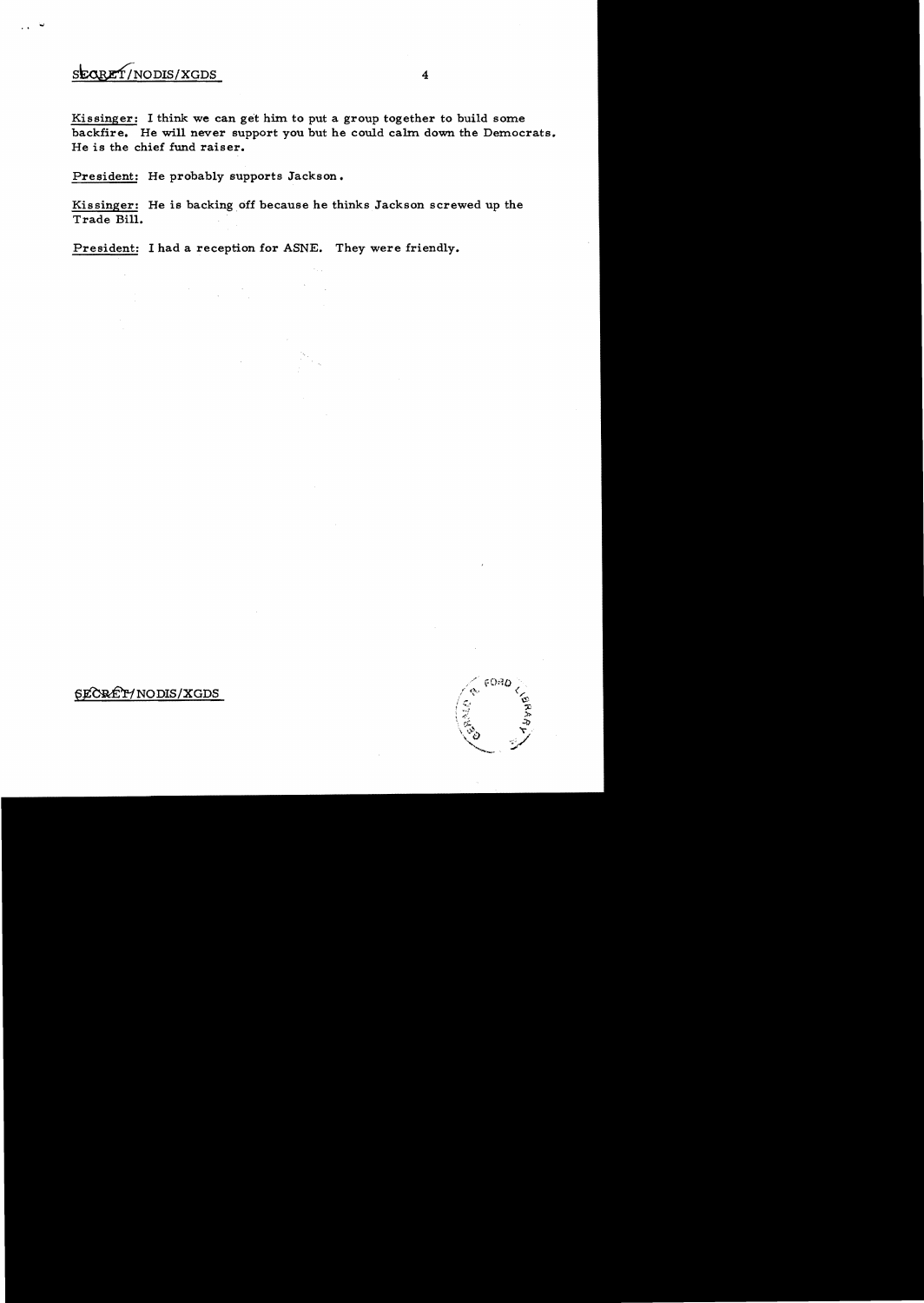Kissinger: I think we can get him to put a group together to build some backfire. He will never support you but he could calm down the Democrats. He is the chief fund raiser.

President: He probably supports Jackson.

Kissinger: He is backing off because he thinks Jackson screwed up the Trade Bill.

President: I had a reception for ASNE. They were friendly.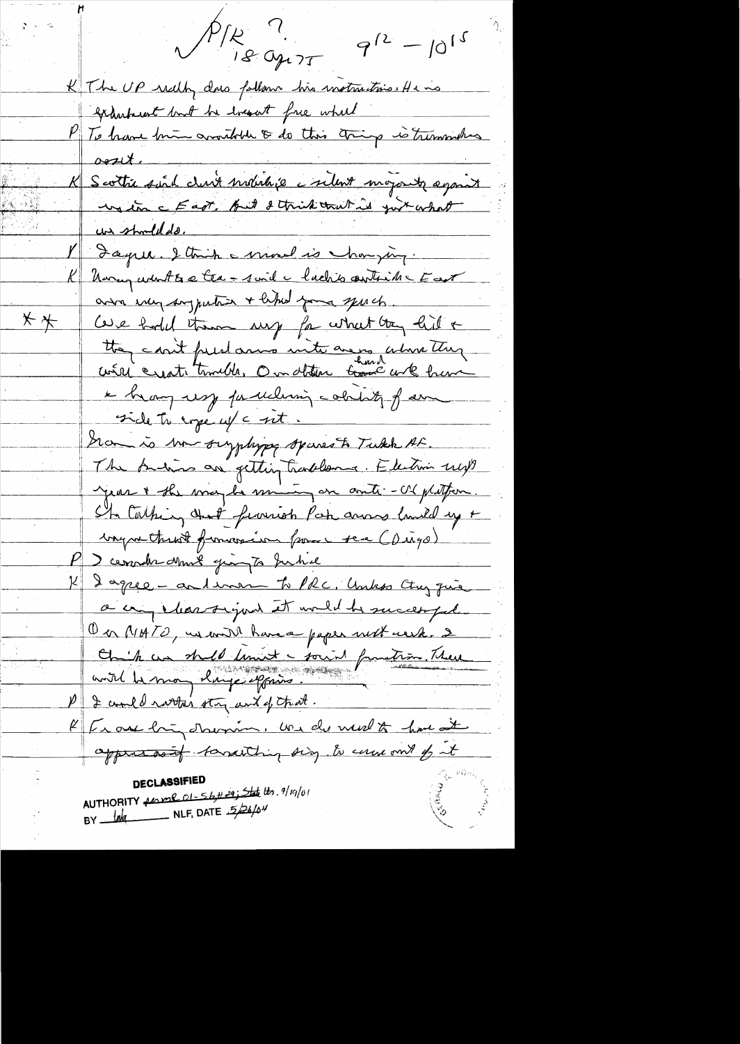P/K ? 18 Apr 75 9[12] – 10[15]

K The VP really does follow his instructions. He is exuberant but he doesn't free wheel.

P To have him available & do this trip is tremendous asset.

K Scotty said don't mobilize a silent majority against us in the East. But I think that is just what we should do.

P I agree. I think the mood is changing.

K Harry went to a tea – said the ladies outside the East were very supportive & liked your speech.

** We hold them responsible for what they did & they can't fund arms into areas where they will create trouble. On other hand we have a heavy responsibility for defining ability of our side to cope w/ the rest.

Iran is now supplying spares to Turk AF. The Turks are getting troublesome. Election next year & they may be running on anti-US platform. She talking about Turkish Pak arms build-up & vague threat of invasion from sea (Diego)

P I wonder about going to Turkey.

K I agree – and I want to PRC. Unless they give a very clear signal it would be successful. On NATO, we will have a paper next week. I think we should limit the social function. There will be many large affairs.

P I would rather stay out of that.

K From briefing Dunham. We do need to have it appear as if something says to come out of it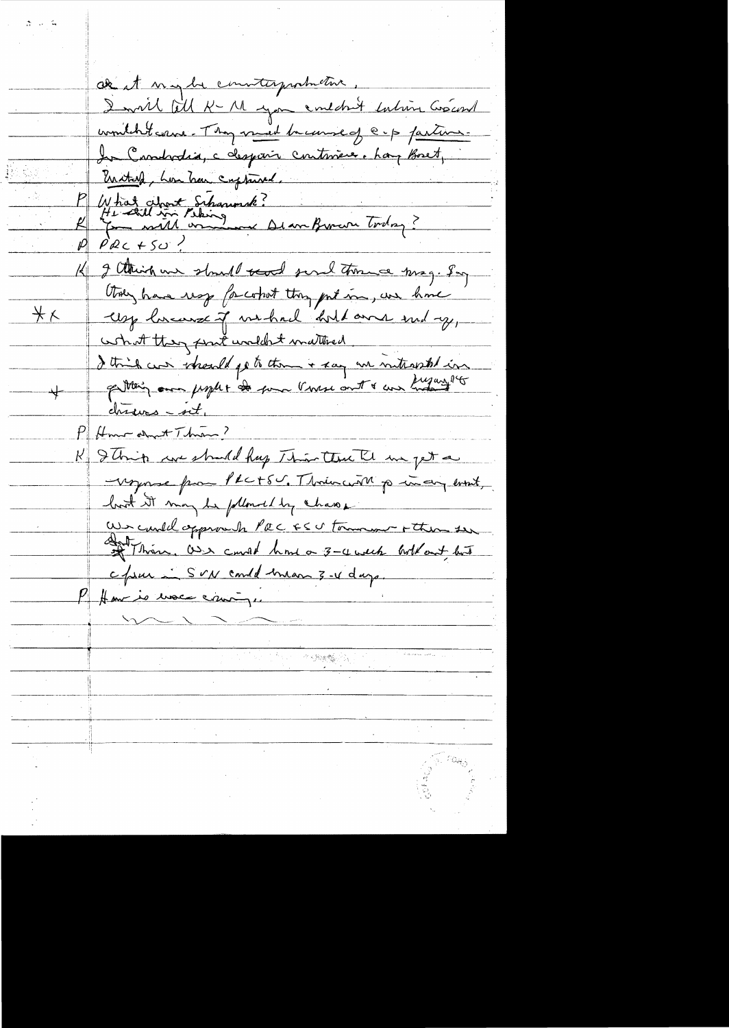as it may be counterproductive.
I will tell K-M you couldn't believe Lon Nol wouldn't come. They must be cursed by e-p factions.
In Cambodia, a desperate contrivance. Long Boret, Matak, Lon Non captured.

P What about Sihanouk?
K He still in Peking
K You will announce Dean Brown today?
P PRC + SU?

K I think we should send strong msg. Say they have resp for what they put in, we have resp because if we had held out end-of, what they put wouldn't mattered.

*K

I think we should go to them & say we interested in getting our people & some Vnese out & an hu[?] ... discuss - ... [illegible].

+

P How about Thieu?

K I think we should keep Thieu there til we get a response from PRC + SU. Thieu will go in any event, but it may be followed by chaos.
We could approach PRC + SU tomorrow & then see ~~about~~ Thieu. We could hold a 3-4 week holdout, but a spur in SVN could mean 3-4 days.

P How is vote coming.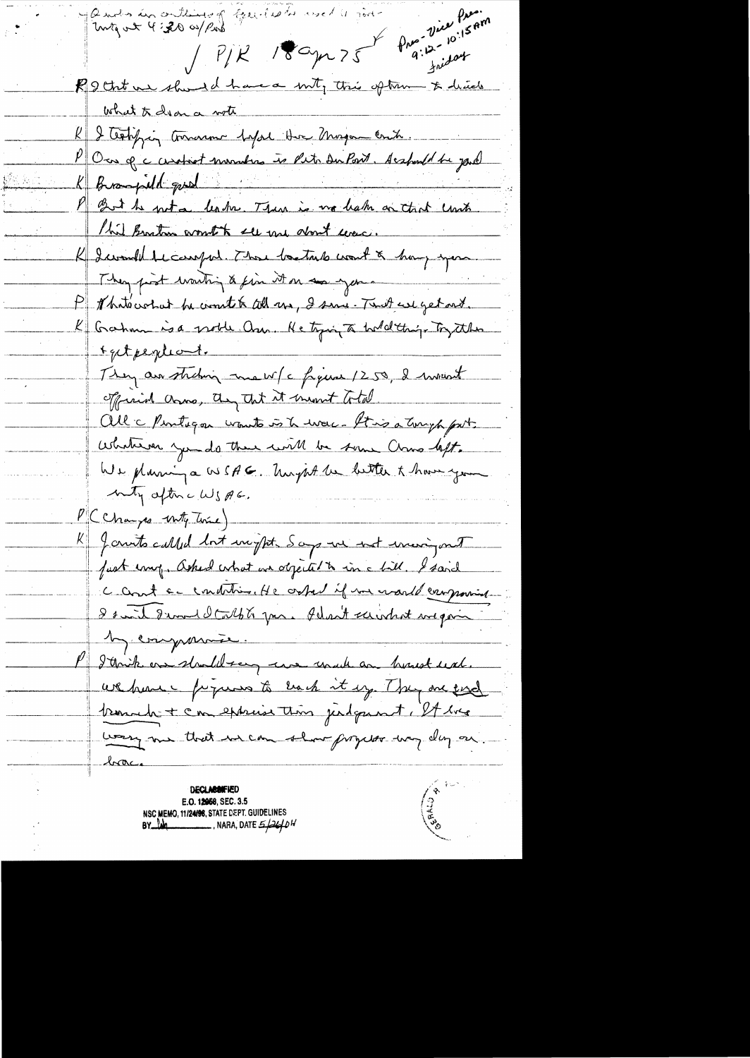- Quiet in outline of speeches used in - Intg at 4:30 w/Pres

P/K 18 Apr 75 — Pres-Vice Pres. 9:12 - 10:15 am Friday

R I think we should have a mtg this afternoon to decide what to do on a vote.

K I testifying tomorrow before the Morgan cmte.

P One of c ardent members is Pete DuPont. He should be good.

K Broomfield good.

P But he not a leader. There is no leader on that cmte. Phil Burton wants to see me about this.

K I would be careful. Those bastards want to hang you. They just waiting to pin it on you.

P That's what he wants to tell me, I sure. That we get out.

K Graham is a noble man. He trying to hold things together & get people out.

They are sticking me w/c figure 1250, I meant official Ams, they took it meant total. All c Pentagon wants is to leave. It is a tough part. Whatever you do there will be some Ams left. We planning a WSAG. Might be better to have your mtg after c WSAG.

P (Changes mtg time)

K Javits called last night. Says we not meeting out first way. Asked what we objected to in c bill. I said c amt & c conditions. He asked if we would compromise. I said I would talk to you. I don't see what we gain by compromise.

P I think we should say we made an honest est. We have c figures to back it up. They are good — I can express this judgment. It has worry me that we can show progress way day on [?].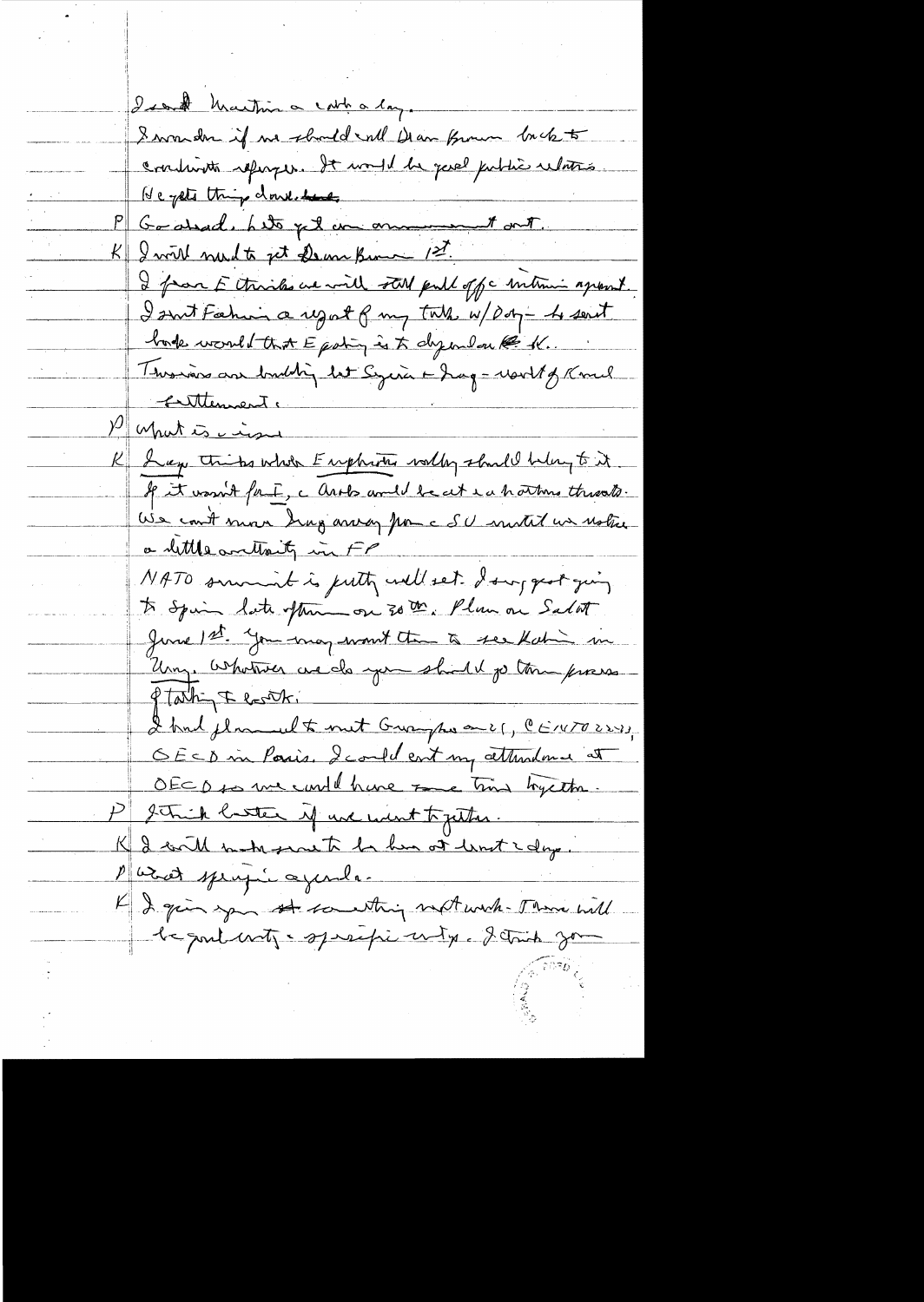I sent Martin a cable a day.

I wonder if we should call Dean Brown back to coordinate refugees. It would be good public relations. He gets things done.

P Go ahead. Let's get an announcement out.

K I will need to get Dean Brown 1st.

I fear E thinks we will still pull off a interim agreement. I sent Fahmi a report of my talk w/ Dobrynin – he sent back word that Egypt is to dependent on K.

Thus Iranians are building up Syria & Iraq – worst of Kurd settlement.

P What is issue

K Iraq thinks whole Euphrates valley should belong to it. If it wasn't for E, the Arabs would be at each others throats. We can't move Iraq away from the SU until we restore a little authority in FP

NATO summit is pretty well set. I suggest going to Spain late afternoon on 30th. Plan on Salzburg June 1st. You may want them to see Kahn in Germany. Whatever we do you should go thru process of talking to leaders.

I had planned to meet Gromyko on 21, CENTO 22-23, OECD in Paris. I could cut my attendance at OECD so we could have some time together.

P I think better if we went together.

K I will make sure to be here at least 2 days.

P What specific agenda.

K I give you something next week. There will be general entry & specific entry. I think you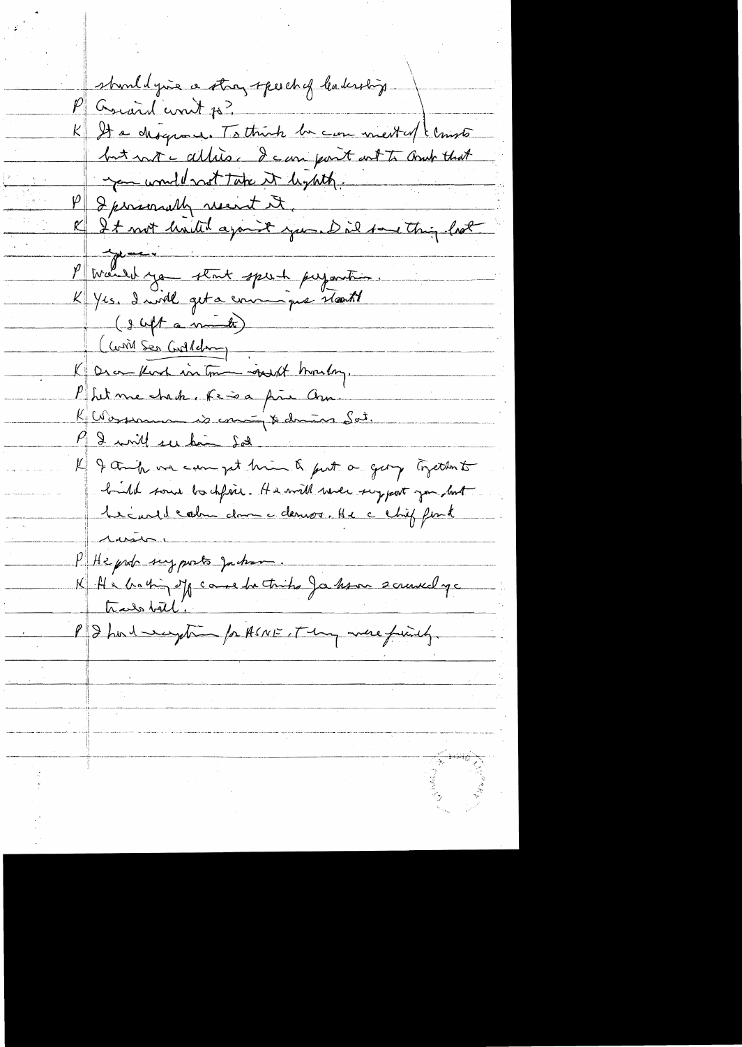should give a strong speech of leadership.

P Giscard wont go?

K It's a disgrace. To think he can meet w/ Cristo but not the allies. I can point out to Ansb that you would not take it lightly.

P I personally resent it.

K It not limited against you. Did something hurt you.

P Would you start speech preparation.

K Yes. I will get a communique started

(I left a minute)

(Will see Goldberg)

K Oscar Kraft in town next Monday.

P Let me check. He is a fine man.

K Wassermann is coming to dinner Sat.

P I will see him Sat.

K I think we can get him to put a group together to build some backfires. He will never support you, but he could calm down democrats. He's chief fund raiser.

P He probably supports Jackson.

K He backing off cause he thinks Jackson screwed up trade bill.

P I had reception for AFME. They were friendly.